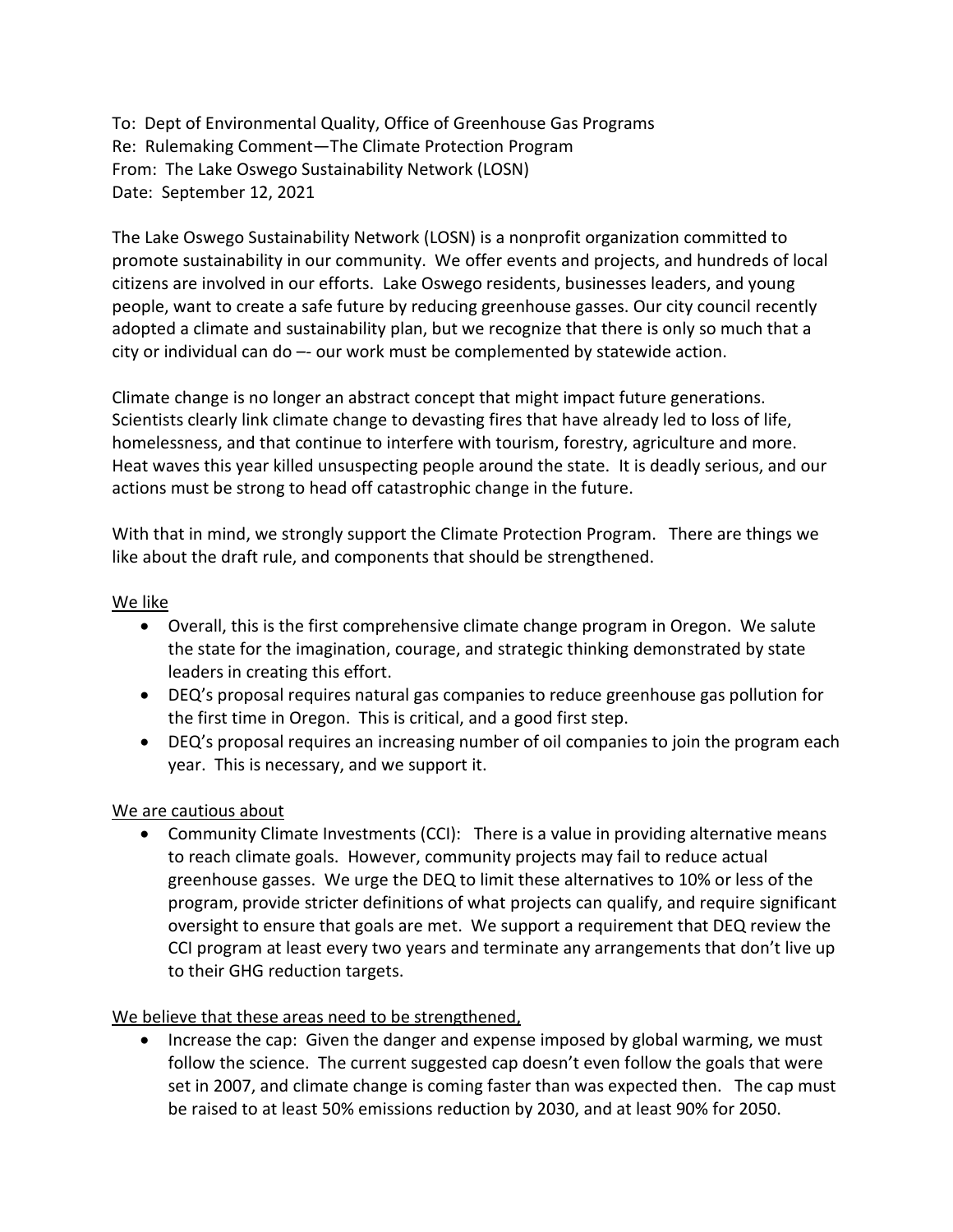To: Dept of Environmental Quality, Office of Greenhouse Gas Programs
Re: Rulemaking Comment—The Climate Protection Program
From: The Lake Oswego Sustainability Network (LOSN)
Date: September 12, 2021

The Lake Oswego Sustainability Network (LOSN) is a nonprofit organization committed to promote sustainability in our community. We offer events and projects, and hundreds of local citizens are involved in our efforts. Lake Oswego residents, businesses leaders, and young people, want to create a safe future by reducing greenhouse gasses. Our city council recently adopted a climate and sustainability plan, but we recognize that there is only so much that a city or individual can do –- our work must be complemented by statewide action.

Climate change is no longer an abstract concept that might impact future generations. Scientists clearly link climate change to devasting fires that have already led to loss of life, homelessness, and that continue to interfere with tourism, forestry, agriculture and more. Heat waves this year killed unsuspecting people around the state. It is deadly serious, and our actions must be strong to head off catastrophic change in the future.

With that in mind, we strongly support the Climate Protection Program. There are things we like about the draft rule, and components that should be strengthened.

<u>We like</u>

- Overall, this is the first comprehensive climate change program in Oregon. We salute the state for the imagination, courage, and strategic thinking demonstrated by state leaders in creating this effort.
- DEQ's proposal requires natural gas companies to reduce greenhouse gas pollution for the first time in Oregon. This is critical, and a good first step.
- DEQ's proposal requires an increasing number of oil companies to join the program each year. This is necessary, and we support it.

<u>We are cautious about</u>

- Community Climate Investments (CCI): There is a value in providing alternative means to reach climate goals. However, community projects may fail to reduce actual greenhouse gasses. We urge the DEQ to limit these alternatives to 10% or less of the program, provide stricter definitions of what projects can qualify, and require significant oversight to ensure that goals are met. We support a requirement that DEQ review the CCI program at least every two years and terminate any arrangements that don't live up to their GHG reduction targets.

<u>We believe that these areas need to be strengthened,</u>

- Increase the cap: Given the danger and expense imposed by global warming, we must follow the science. The current suggested cap doesn't even follow the goals that were set in 2007, and climate change is coming faster than was expected then. The cap must be raised to at least 50% emissions reduction by 2030, and at least 90% for 2050.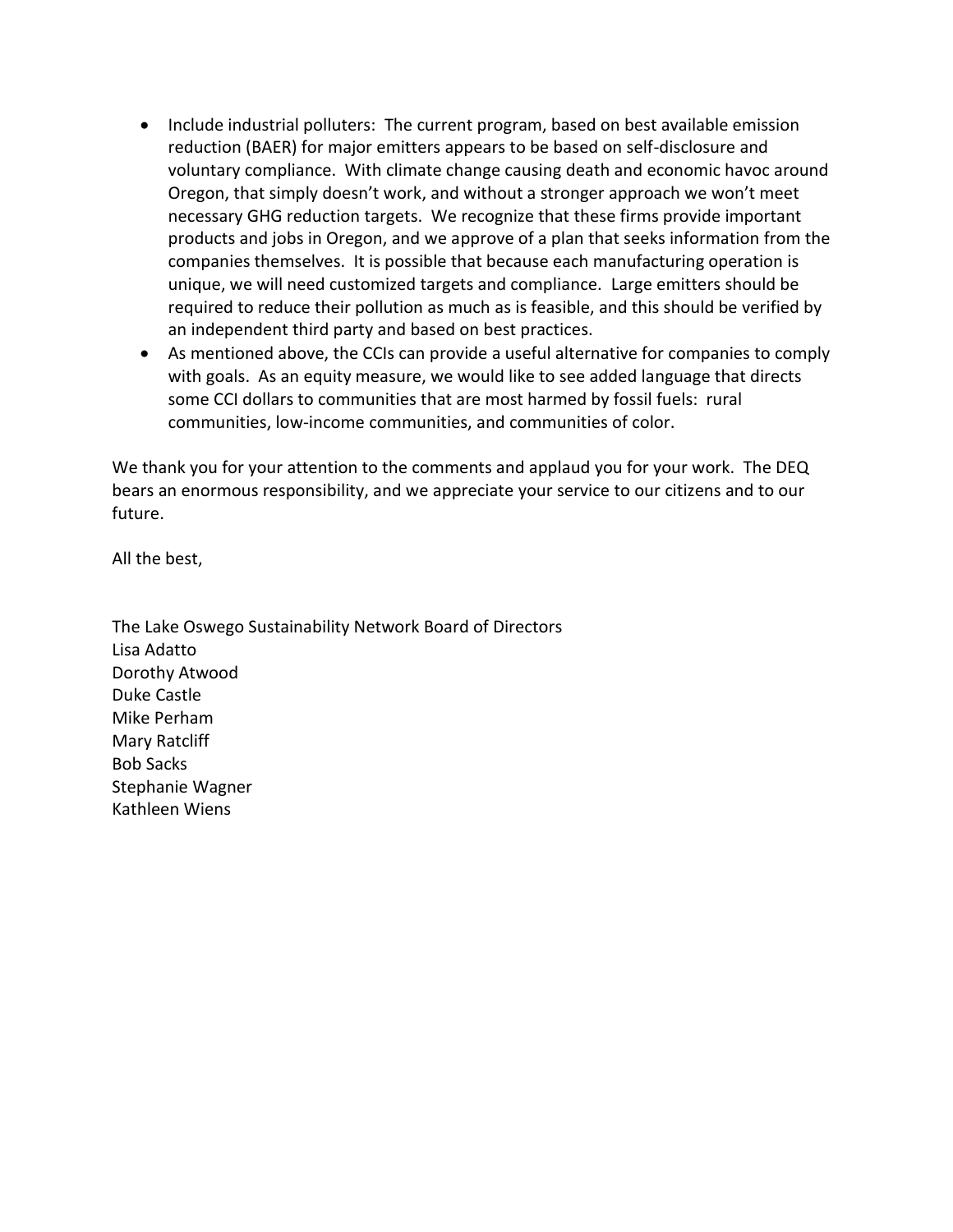- Include industrial polluters: The current program, based on best available emission reduction (BAER) for major emitters appears to be based on self-disclosure and voluntary compliance. With climate change causing death and economic havoc around Oregon, that simply doesn't work, and without a stronger approach we won't meet necessary GHG reduction targets. We recognize that these firms provide important products and jobs in Oregon, and we approve of a plan that seeks information from the companies themselves. It is possible that because each manufacturing operation is unique, we will need customized targets and compliance. Large emitters should be required to reduce their pollution as much as is feasible, and this should be verified by an independent third party and based on best practices.
- As mentioned above, the CCIs can provide a useful alternative for companies to comply with goals. As an equity measure, we would like to see added language that directs some CCI dollars to communities that are most harmed by fossil fuels: rural communities, low-income communities, and communities of color.

We thank you for your attention to the comments and applaud you for your work. The DEQ bears an enormous responsibility, and we appreciate your service to our citizens and to our future.

All the best,

The Lake Oswego Sustainability Network Board of Directors
Lisa Adatto
Dorothy Atwood
Duke Castle
Mike Perham
Mary Ratcliff
Bob Sacks
Stephanie Wagner
Kathleen Wiens